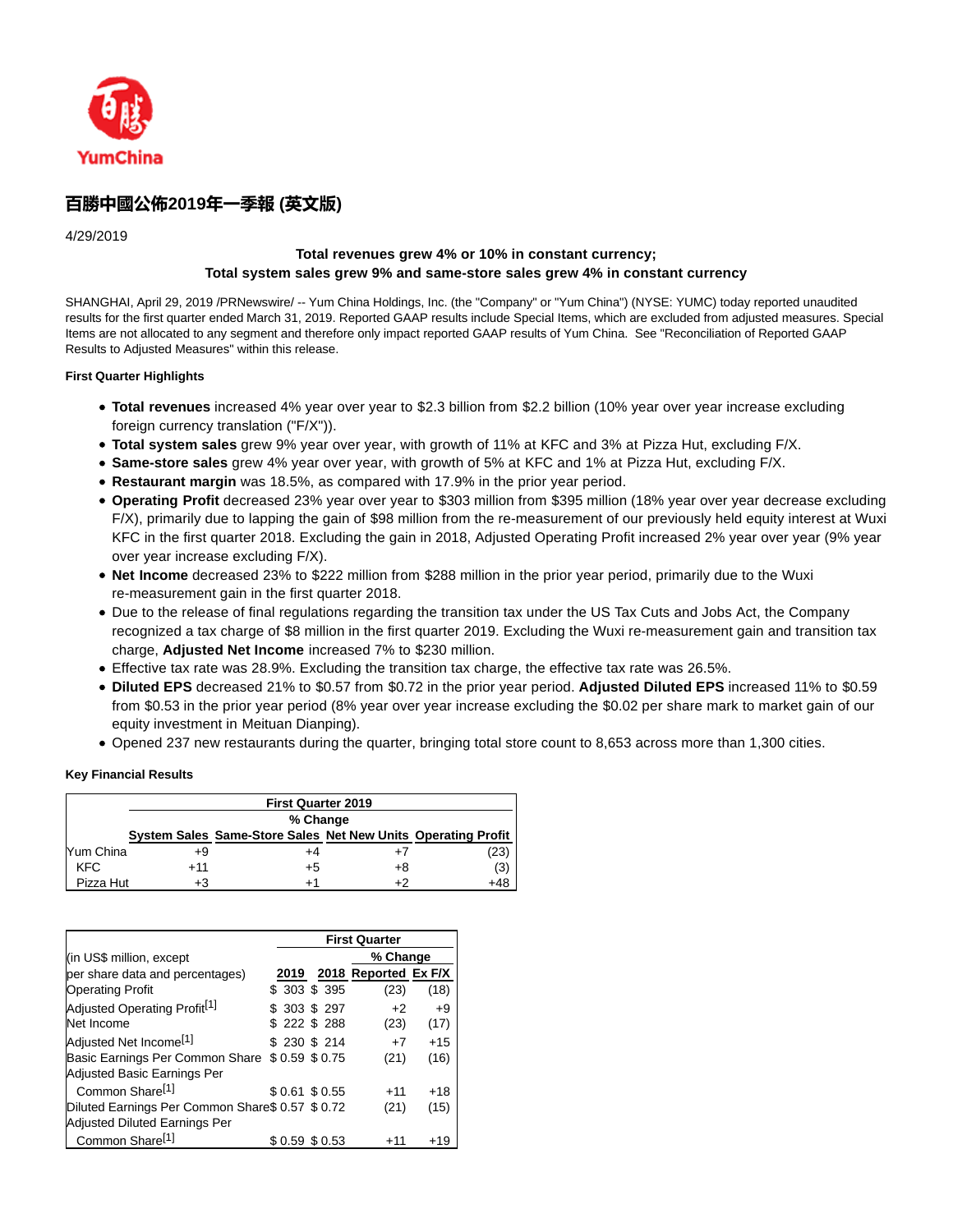# 百勝中國公佈2019年一季報 (英文版)

4/29/2019

**Total revenues grew 4% or 10% in constant currency;**
**Total system sales grew 9% and same-store sales grew 4% in constant currency**

SHANGHAI, April 29, 2019 /PRNewswire/ -- Yum China Holdings, Inc. (the "Company" or "Yum China") (NYSE: YUMC) today reported unaudited results for the first quarter ended March 31, 2019. Reported GAAP results include Special Items, which are excluded from adjusted measures. Special Items are not allocated to any segment and therefore only impact reported GAAP results of Yum China. See "Reconciliation of Reported GAAP Results to Adjusted Measures" within this release.

**First Quarter Highlights**

- **Total revenues** increased 4% year over year to $2.3 billion from $2.2 billion (10% year over year increase excluding foreign currency translation ("F/X")).
- **Total system sales** grew 9% year over year, with growth of 11% at KFC and 3% at Pizza Hut, excluding F/X.
- **Same-store sales** grew 4% year over year, with growth of 5% at KFC and 1% at Pizza Hut, excluding F/X.
- **Restaurant margin** was 18.5%, as compared with 17.9% in the prior year period.
- **Operating Profit** decreased 23% year over year to $303 million from $395 million (18% year over year decrease excluding F/X), primarily due to lapping the gain of $98 million from the re-measurement of our previously held equity interest at Wuxi KFC in the first quarter 2018. Excluding the gain in 2018, Adjusted Operating Profit increased 2% year over year (9% year over year increase excluding F/X).
- **Net Income** decreased 23% to $222 million from $288 million in the prior year period, primarily due to the Wuxi re-measurement gain in the first quarter 2018.
- Due to the release of final regulations regarding the transition tax under the US Tax Cuts and Jobs Act, the Company recognized a tax charge of $8 million in the first quarter 2019. Excluding the Wuxi re-measurement gain and transition tax charge, **Adjusted Net Income** increased 7% to $230 million.
- Effective tax rate was 28.9%. Excluding the transition tax charge, the effective tax rate was 26.5%.
- **Diluted EPS** decreased 21% to $0.57 from $0.72 in the prior year period. **Adjusted Diluted EPS** increased 11% to $0.59 from $0.53 in the prior year period (8% year over year increase excluding the $0.02 per share mark to market gain of our equity investment in Meituan Dianping).
- Opened 237 new restaurants during the quarter, bringing total store count to 8,653 across more than 1,300 cities.

**Key Financial Results**

| | First Quarter 2019 | | | |
|---|---|---|---|---|
| | % Change | | | |
| | System Sales | Same-Store Sales | Net New Units | Operating Profit |
| Yum China | +9 | +4 | +7 | (23) |
| KFC | +11 | +5 | +8 | (3) |
| Pizza Hut | +3 | +1 | +2 | +48 |

| (in US$ million, except per share data and percentages) | First Quarter | | | |
|---|---|---|---|---|
| | | | % Change | |
| | 2019 | 2018 | Reported | Ex F/X |
| Operating Profit | $ 303 | $ 395 | (23) | (18) |
| Adjusted Operating Profit[1] | $ 303 | $ 297 | +2 | +9 |
| Net Income | $ 222 | $ 288 | (23) | (17) |
| Adjusted Net Income[1] | $ 230 | $ 214 | +7 | +15 |
| Basic Earnings Per Common Share | $ 0.59 | $ 0.75 | (21) | (16) |
| Adjusted Basic Earnings Per Common Share[1] | $ 0.61 | $ 0.55 | +11 | +18 |
| Diluted Earnings Per Common Share | $ 0.57 | $ 0.72 | (21) | (15) |
| Adjusted Diluted Earnings Per Common Share[1] | $ 0.59 | $ 0.53 | +11 | +19 |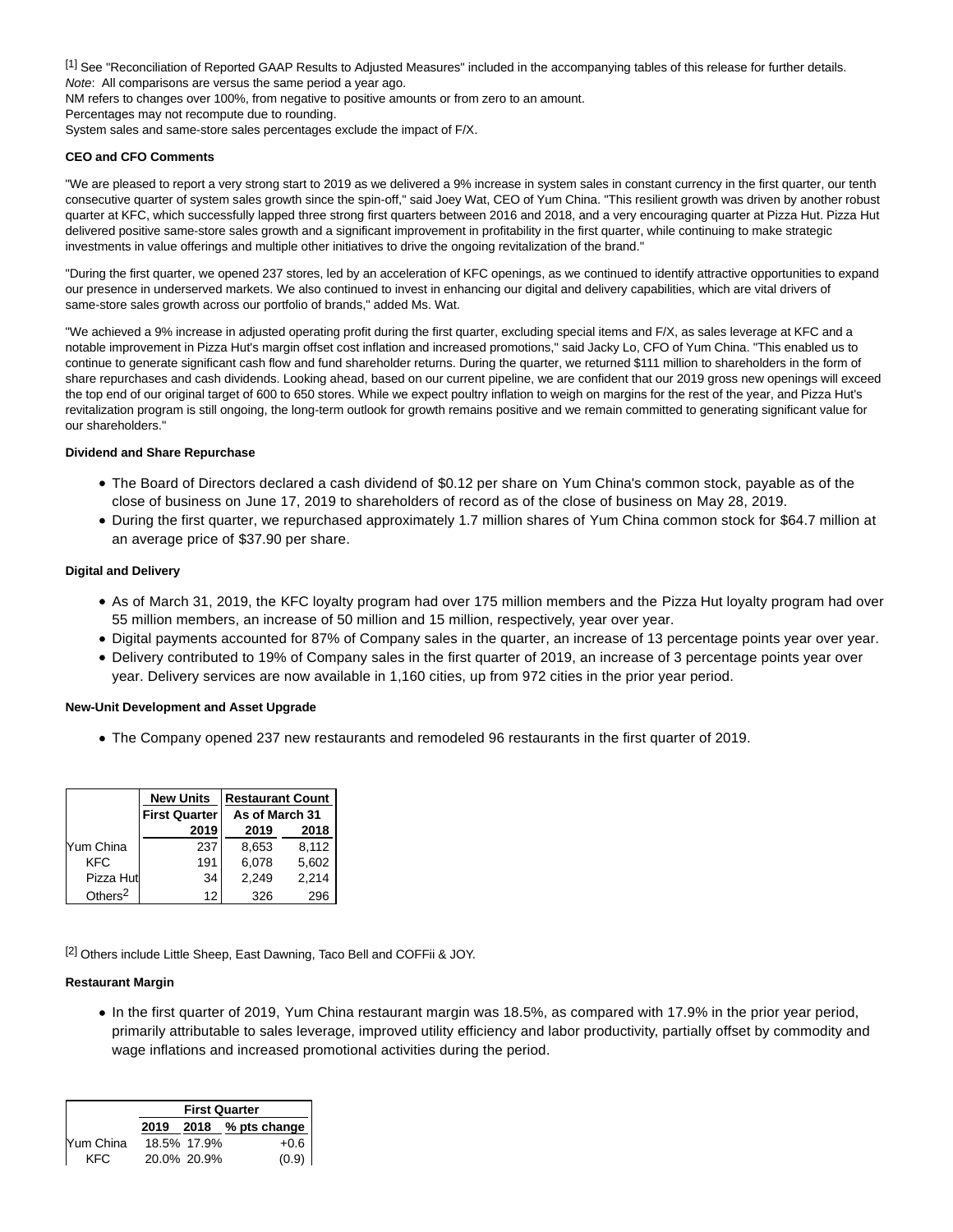[1] See "Reconciliation of Reported GAAP Results to Adjusted Measures" included in the accompanying tables of this release for further details.
*Note*: All comparisons are versus the same period a year ago.
NM refers to changes over 100%, from negative to positive amounts or from zero to an amount.
Percentages may not recompute due to rounding.
System sales and same-store sales percentages exclude the impact of F/X.

**CEO and CFO Comments**

"We are pleased to report a very strong start to 2019 as we delivered a 9% increase in system sales in constant currency in the first quarter, our tenth consecutive quarter of system sales growth since the spin-off," said Joey Wat, CEO of Yum China. "This resilient growth was driven by another robust quarter at KFC, which successfully lapped three strong first quarters between 2016 and 2018, and a very encouraging quarter at Pizza Hut. Pizza Hut delivered positive same-store sales growth and a significant improvement in profitability in the first quarter, while continuing to make strategic investments in value offerings and multiple other initiatives to drive the ongoing revitalization of the brand."

"During the first quarter, we opened 237 stores, led by an acceleration of KFC openings, as we continued to identify attractive opportunities to expand our presence in underserved markets. We also continued to invest in enhancing our digital and delivery capabilities, which are vital drivers of same-store sales growth across our portfolio of brands," added Ms. Wat.

"We achieved a 9% increase in adjusted operating profit during the first quarter, excluding special items and F/X, as sales leverage at KFC and a notable improvement in Pizza Hut's margin offset cost inflation and increased promotions," said Jacky Lo, CFO of Yum China. "This enabled us to continue to generate significant cash flow and fund shareholder returns. During the quarter, we returned $111 million to shareholders in the form of share repurchases and cash dividends. Looking ahead, based on our current pipeline, we are confident that our 2019 gross new openings will exceed the top end of our original target of 600 to 650 stores. While we expect poultry inflation to weigh on margins for the rest of the year, and Pizza Hut's revitalization program is still ongoing, the long-term outlook for growth remains positive and we remain committed to generating significant value for our shareholders."

**Dividend and Share Repurchase**

- The Board of Directors declared a cash dividend of $0.12 per share on Yum China's common stock, payable as of the close of business on June 17, 2019 to shareholders of record as of the close of business on May 28, 2019.
- During the first quarter, we repurchased approximately 1.7 million shares of Yum China common stock for $64.7 million at an average price of $37.90 per share.

**Digital and Delivery**

- As of March 31, 2019, the KFC loyalty program had over 175 million members and the Pizza Hut loyalty program had over 55 million members, an increase of 50 million and 15 million, respectively, year over year.
- Digital payments accounted for 87% of Company sales in the quarter, an increase of 13 percentage points year over year.
- Delivery contributed to 19% of Company sales in the first quarter of 2019, an increase of 3 percentage points year over year. Delivery services are now available in 1,160 cities, up from 972 cities in the prior year period.

**New-Unit Development and Asset Upgrade**

- The Company opened 237 new restaurants and remodeled 96 restaurants in the first quarter of 2019.

| | New Units | Restaurant Count | |
|---|---|---|---|
| | First Quarter | As of March 31 | |
| | 2019 | 2019 | 2018 |
| Yum China | 237 | 8,653 | 8,112 |
| KFC | 191 | 6,078 | 5,602 |
| Pizza Hut | 34 | 2,249 | 2,214 |
| Others[2] | 12 | 326 | 296 |

[2] Others include Little Sheep, East Dawning, Taco Bell and COFFii & JOY.

**Restaurant Margin**

- In the first quarter of 2019, Yum China restaurant margin was 18.5%, as compared with 17.9% in the prior year period, primarily attributable to sales leverage, improved utility efficiency and labor productivity, partially offset by commodity and wage inflations and increased promotional activities during the period.

| | First Quarter | | |
|---|---|---|---|
| | 2019 | 2018 | % pts change |
| Yum China | 18.5% | 17.9% | +0.6 |
| KFC | 20.0% | 20.9% | (0.9) |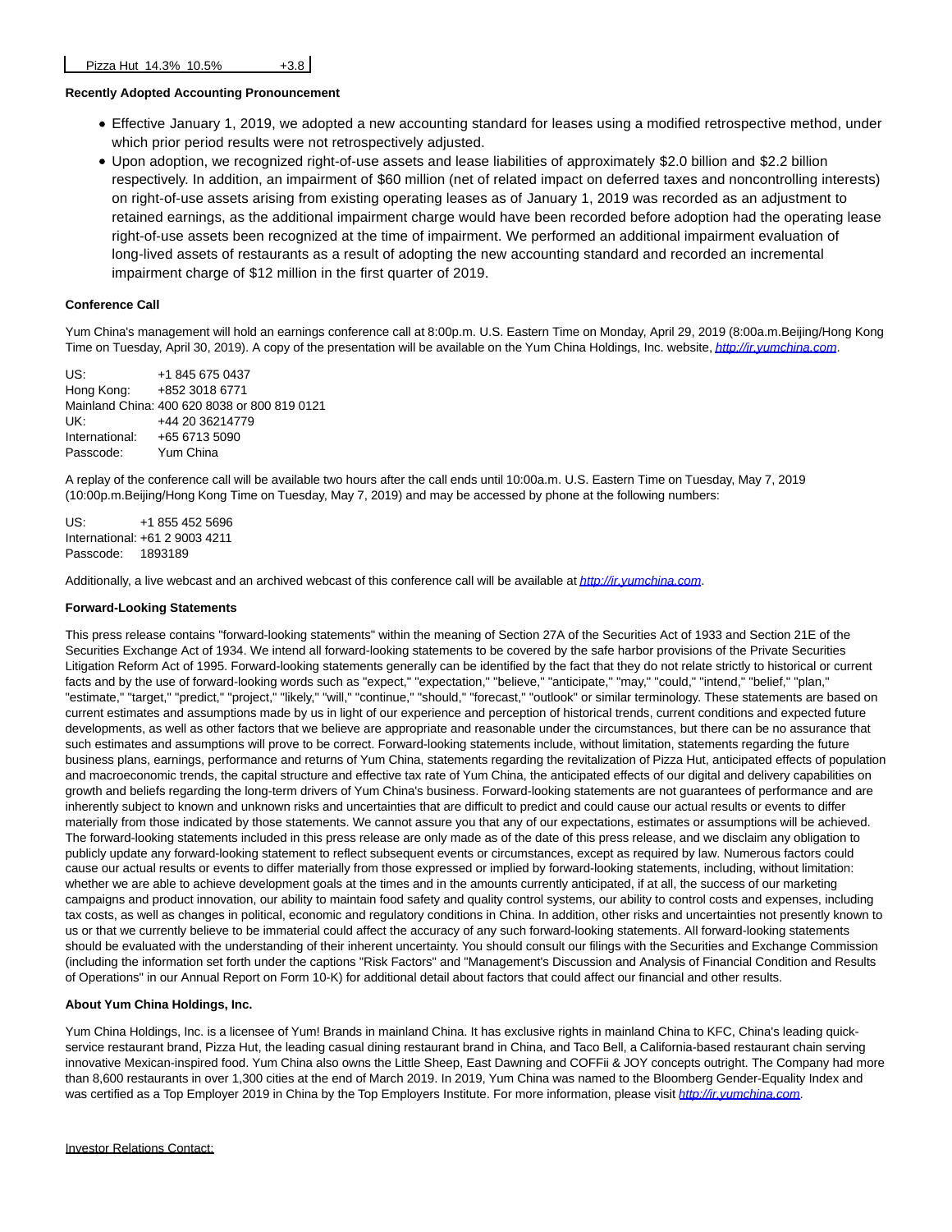| | | | |
|---|---|---|---|
| Pizza Hut | 14.3% | 10.5% | +3.8 |

**Recently Adopted Accounting Pronouncement**

- Effective January 1, 2019, we adopted a new accounting standard for leases using a modified retrospective method, under which prior period results were not retrospectively adjusted.
- Upon adoption, we recognized right-of-use assets and lease liabilities of approximately $2.0 billion and $2.2 billion respectively. In addition, an impairment of $60 million (net of related impact on deferred taxes and noncontrolling interests) on right-of-use assets arising from existing operating leases as of January 1, 2019 was recorded as an adjustment to retained earnings, as the additional impairment charge would have been recorded before adoption had the operating lease right-of-use assets been recognized at the time of impairment. We performed an additional impairment evaluation of long-lived assets of restaurants as a result of adopting the new accounting standard and recorded an incremental impairment charge of $12 million in the first quarter of 2019.

**Conference Call**

Yum China's management will hold an earnings conference call at 8:00p.m. U.S. Eastern Time on Monday, April 29, 2019 (8:00a.m.Beijing/Hong Kong Time on Tuesday, April 30, 2019). A copy of the presentation will be available on the Yum China Holdings, Inc. website, *http://ir.yumchina.com*.

US: +1 845 675 0437
Hong Kong: +852 3018 6771
Mainland China: 400 620 8038 or 800 819 0121
UK: +44 20 36214779
International: +65 6713 5090
Passcode: Yum China

A replay of the conference call will be available two hours after the call ends until 10:00a.m. U.S. Eastern Time on Tuesday, May 7, 2019 (10:00p.m.Beijing/Hong Kong Time on Tuesday, May 7, 2019) and may be accessed by phone at the following numbers:

US: +1 855 452 5696
International: +61 2 9003 4211
Passcode: 1893189

Additionally, a live webcast and an archived webcast of this conference call will be available at *http://ir.yumchina.com*.

**Forward-Looking Statements**

This press release contains "forward-looking statements" within the meaning of Section 27A of the Securities Act of 1933 and Section 21E of the Securities Exchange Act of 1934. We intend all forward-looking statements to be covered by the safe harbor provisions of the Private Securities Litigation Reform Act of 1995. Forward-looking statements generally can be identified by the fact that they do not relate strictly to historical or current facts and by the use of forward-looking words such as "expect," "expectation," "believe," "anticipate," "may," "could," "intend," "belief," "plan," "estimate," "target," "predict," "project," "likely," "will," "continue," "should," "forecast," "outlook" or similar terminology. These statements are based on current estimates and assumptions made by us in light of our experience and perception of historical trends, current conditions and expected future developments, as well as other factors that we believe are appropriate and reasonable under the circumstances, but there can be no assurance that such estimates and assumptions will prove to be correct. Forward-looking statements include, without limitation, statements regarding the future business plans, earnings, performance and returns of Yum China, statements regarding the revitalization of Pizza Hut, anticipated effects of population and macroeconomic trends, the capital structure and effective tax rate of Yum China, the anticipated effects of our digital and delivery capabilities on growth and beliefs regarding the long-term drivers of Yum China's business. Forward-looking statements are not guarantees of performance and are inherently subject to known and unknown risks and uncertainties that are difficult to predict and could cause our actual results or events to differ materially from those indicated by those statements. We cannot assure you that any of our expectations, estimates or assumptions will be achieved. The forward-looking statements included in this press release are only made as of the date of this press release, and we disclaim any obligation to publicly update any forward-looking statement to reflect subsequent events or circumstances, except as required by law. Numerous factors could cause our actual results or events to differ materially from those expressed or implied by forward-looking statements, including, without limitation: whether we are able to achieve development goals at the times and in the amounts currently anticipated, if at all, the success of our marketing campaigns and product innovation, our ability to maintain food safety and quality control systems, our ability to control costs and expenses, including tax costs, as well as changes in political, economic and regulatory conditions in China. In addition, other risks and uncertainties not presently known to us or that we currently believe to be immaterial could affect the accuracy of any such forward-looking statements. All forward-looking statements should be evaluated with the understanding of their inherent uncertainty. You should consult our filings with the Securities and Exchange Commission (including the information set forth under the captions "Risk Factors" and "Management's Discussion and Analysis of Financial Condition and Results of Operations" in our Annual Report on Form 10-K) for additional detail about factors that could affect our financial and other results.

**About Yum China Holdings, Inc.**

Yum China Holdings, Inc. is a licensee of Yum! Brands in mainland China. It has exclusive rights in mainland China to KFC, China's leading quick-service restaurant brand, Pizza Hut, the leading casual dining restaurant brand in China, and Taco Bell, a California-based restaurant chain serving innovative Mexican-inspired food. Yum China also owns the Little Sheep, East Dawning and COFFii & JOY concepts outright. The Company had more than 8,600 restaurants in over 1,300 cities at the end of March 2019. In 2019, Yum China was named to the Bloomberg Gender-Equality Index and was certified as a Top Employer 2019 in China by the Top Employers Institute. For more information, please visit *http://ir.yumchina.com*.

Investor Relations Contact: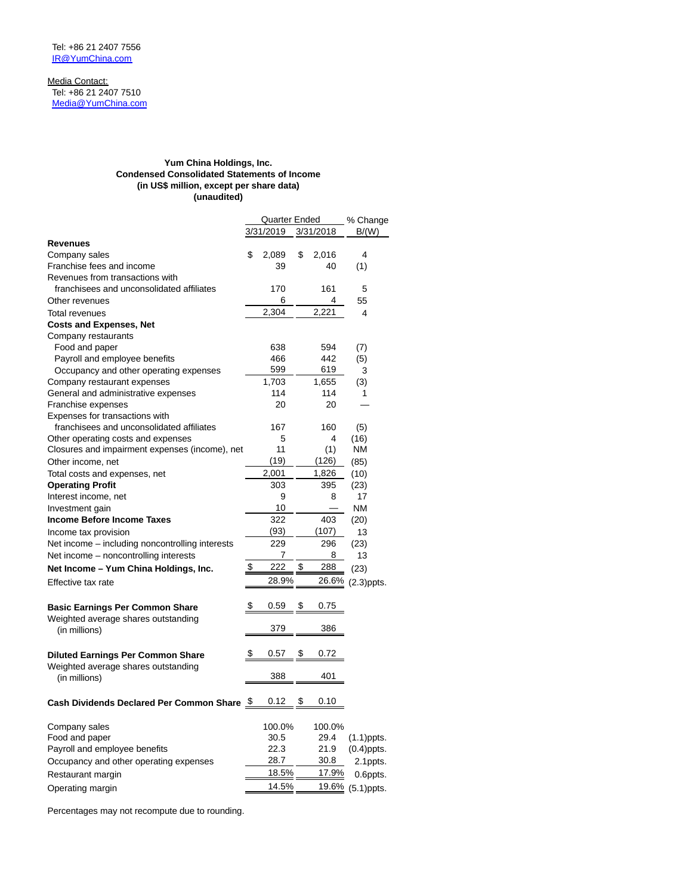Tel: +86 21 2407 7556
IR@YumChina.com

Media Contact:
Tel: +86 21 2407 7510
Media@YumChina.com

**Yum China Holdings, Inc.**
**Condensed Consolidated Statements of Income**
**(in US$ million, except per share data)**
**(unaudited)**

| | Quarter Ended | | % Change |
|---|---|---|---|
| | 3/31/2019 | 3/31/2018 | B/(W) |
| **Revenues** | | | |
| Company sales | $ 2,089 | $ 2,016 | 4 |
| Franchise fees and income | 39 | 40 | (1) |
| Revenues from transactions with franchisees and unconsolidated affiliates | 170 | 161 | 5 |
| Other revenues | 6 | 4 | 55 |
| Total revenues | 2,304 | 2,221 | 4 |
| **Costs and Expenses, Net** | | | |
| Company restaurants | | | |
| Food and paper | 638 | 594 | (7) |
| Payroll and employee benefits | 466 | 442 | (5) |
| Occupancy and other operating expenses | 599 | 619 | 3 |
| Company restaurant expenses | 1,703 | 1,655 | (3) |
| General and administrative expenses | 114 | 114 | 1 |
| Franchise expenses | 20 | 20 | — |
| Expenses for transactions with franchisees and unconsolidated affiliates | 167 | 160 | (5) |
| Other operating costs and expenses | 5 | 4 | (16) |
| Closures and impairment expenses (income), net | 11 | (1) | NM |
| Other income, net | (19) | (126) | (85) |
| Total costs and expenses, net | 2,001 | 1,826 | (10) |
| **Operating Profit** | 303 | 395 | (23) |
| Interest income, net | 9 | 8 | 17 |
| Investment gain | 10 | — | NM |
| **Income Before Income Taxes** | 322 | 403 | (20) |
| Income tax provision | (93) | (107) | 13 |
| Net income – including noncontrolling interests | 229 | 296 | (23) |
| Net income – noncontrolling interests | 7 | 8 | 13 |
| **Net Income – Yum China Holdings, Inc.** | $ 222 | $ 288 | (23) |
| Effective tax rate | 28.9% | 26.6% | (2.3)ppts. |
| | | | |
| **Basic Earnings Per Common Share** | $ 0.59 | $ 0.75 | |
| Weighted average shares outstanding (in millions) | 379 | 386 | |
| | | | |
| **Diluted Earnings Per Common Share** | $ 0.57 | $ 0.72 | |
| Weighted average shares outstanding (in millions) | 388 | 401 | |
| | | | |
| **Cash Dividends Declared Per Common Share** | $ 0.12 | $ 0.10 | |
| | | | |
| Company sales | 100.0% | 100.0% | |
| Food and paper | 30.5 | 29.4 | (1.1)ppts. |
| Payroll and employee benefits | 22.3 | 21.9 | (0.4)ppts. |
| Occupancy and other operating expenses | 28.7 | 30.8 | 2.1ppts. |
| Restaurant margin | 18.5% | 17.9% | 0.6ppts. |
| Operating margin | 14.5% | 19.6% | (5.1)ppts. |

Percentages may not recompute due to rounding.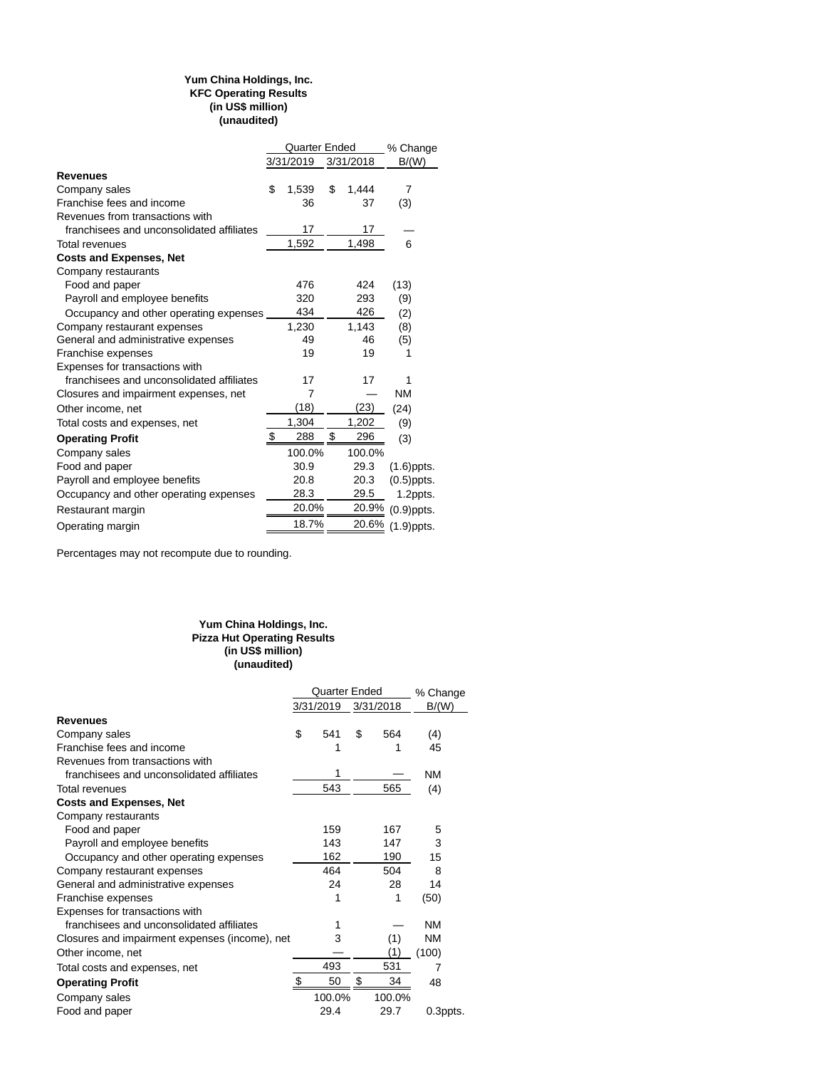**Yum China Holdings, Inc.**
**KFC Operating Results**
**(in US$ million)**
**(unaudited)**

| | Quarter Ended | | % Change |
|---|---|---|---|
| | 3/31/2019 | 3/31/2018 | B/(W) |
| **Revenues** | | | |
| Company sales | $ 1,539 | $ 1,444 | 7 |
| Franchise fees and income | 36 | 37 | (3) |
| Revenues from transactions with franchisees and unconsolidated affiliates | 17 | 17 | — |
| Total revenues | 1,592 | 1,498 | 6 |
| **Costs and Expenses, Net** | | | |
| Company restaurants | | | |
| Food and paper | 476 | 424 | (13) |
| Payroll and employee benefits | 320 | 293 | (9) |
| Occupancy and other operating expenses | 434 | 426 | (2) |
| Company restaurant expenses | 1,230 | 1,143 | (8) |
| General and administrative expenses | 49 | 46 | (5) |
| Franchise expenses | 19 | 19 | 1 |
| Expenses for transactions with franchisees and unconsolidated affiliates | 17 | 17 | 1 |
| Closures and impairment expenses, net | 7 | — | NM |
| Other income, net | (18) | (23) | (24) |
| Total costs and expenses, net | 1,304 | 1,202 | (9) |
| **Operating Profit** | $ 288 | $ 296 | (3) |
| Company sales | 100.0% | 100.0% | |
| Food and paper | 30.9 | 29.3 | (1.6)ppts. |
| Payroll and employee benefits | 20.8 | 20.3 | (0.5)ppts. |
| Occupancy and other operating expenses | 28.3 | 29.5 | 1.2ppts. |
| Restaurant margin | 20.0% | 20.9% | (0.9)ppts. |
| Operating margin | 18.7% | 20.6% | (1.9)ppts. |

Percentages may not recompute due to rounding.

**Yum China Holdings, Inc.**
**Pizza Hut Operating Results**
**(in US$ million)**
**(unaudited)**

| | Quarter Ended | | % Change |
|---|---|---|---|
| | 3/31/2019 | 3/31/2018 | B/(W) |
| **Revenues** | | | |
| Company sales | $ 541 | $ 564 | (4) |
| Franchise fees and income | 1 | 1 | 45 |
| Revenues from transactions with franchisees and unconsolidated affiliates | 1 | — | NM |
| Total revenues | 543 | 565 | (4) |
| **Costs and Expenses, Net** | | | |
| Company restaurants | | | |
| Food and paper | 159 | 167 | 5 |
| Payroll and employee benefits | 143 | 147 | 3 |
| Occupancy and other operating expenses | 162 | 190 | 15 |
| Company restaurant expenses | 464 | 504 | 8 |
| General and administrative expenses | 24 | 28 | 14 |
| Franchise expenses | 1 | 1 | (50) |
| Expenses for transactions with franchisees and unconsolidated affiliates | 1 | — | NM |
| Closures and impairment expenses (income), net | 3 | (1) | NM |
| Other income, net | — | (1) | (100) |
| Total costs and expenses, net | 493 | 531 | 7 |
| **Operating Profit** | $ 50 | $ 34 | 48 |
| Company sales | 100.0% | 100.0% | |
| Food and paper | 29.4 | 29.7 | 0.3ppts. |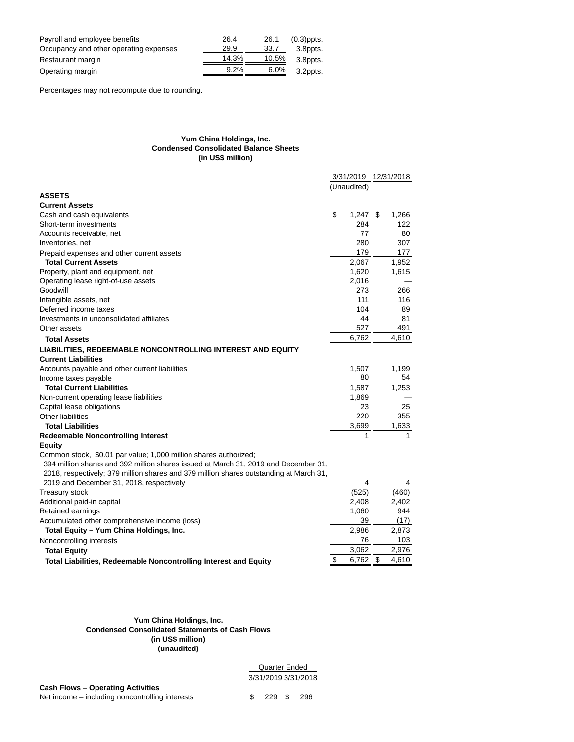| | | | |
|---|---|---|---|
| Payroll and employee benefits | 26.4 | 26.1 | (0.3)ppts. |
| Occupancy and other operating expenses | 29.9 | 33.7 | 3.8ppts. |
| Restaurant margin | 14.3% | 10.5% | 3.8ppts. |
| Operating margin | 9.2% | 6.0% | 3.2ppts. |

Percentages may not recompute due to rounding.

**Yum China Holdings, Inc.**
**Condensed Consolidated Balance Sheets**
**(in US$ million)**

| | 3/31/2019 | 12/31/2018 |
|---|---|---|
| | (Unaudited) | |
| **ASSETS** | | |
| **Current Assets** | | |
| Cash and cash equivalents | $ 1,247 | $ 1,266 |
| Short-term investments | 284 | 122 |
| Accounts receivable, net | 77 | 80 |
| Inventories, net | 280 | 307 |
| Prepaid expenses and other current assets | 179 | 177 |
| **Total Current Assets** | 2,067 | 1,952 |
| Property, plant and equipment, net | 1,620 | 1,615 |
| Operating lease right-of-use assets | 2,016 | — |
| Goodwill | 273 | 266 |
| Intangible assets, net | 111 | 116 |
| Deferred income taxes | 104 | 89 |
| Investments in unconsolidated affiliates | 44 | 81 |
| Other assets | 527 | 491 |
| **Total Assets** | 6,762 | 4,610 |
| **LIABILITIES, REDEEMABLE NONCONTROLLING INTEREST AND EQUITY** | | |
| **Current Liabilities** | | |
| Accounts payable and other current liabilities | 1,507 | 1,199 |
| Income taxes payable | 80 | 54 |
| **Total Current Liabilities** | 1,587 | 1,253 |
| Non-current operating lease liabilities | 1,869 | — |
| Capital lease obligations | 23 | 25 |
| Other liabilities | 220 | 355 |
| **Total Liabilities** | 3,699 | 1,633 |
| **Redeemable Noncontrolling Interest** | 1 | 1 |
| **Equity** | | |
| Common stock, $0.01 par value; 1,000 million shares authorized; 394 million shares and 392 million shares issued at March 31, 2019 and December 31, 2018, respectively; 379 million shares and 379 million shares outstanding at March 31, 2019 and December 31, 2018, respectively | 4 | 4 |
| Treasury stock | (525) | (460) |
| Additional paid-in capital | 2,408 | 2,402 |
| Retained earnings | 1,060 | 944 |
| Accumulated other comprehensive income (loss) | 39 | (17) |
| **Total Equity – Yum China Holdings, Inc.** | 2,986 | 2,873 |
| Noncontrolling interests | 76 | 103 |
| **Total Equity** | 3,062 | 2,976 |
| **Total Liabilities, Redeemable Noncontrolling Interest and Equity** | $ 6,762 | $ 4,610 |

**Yum China Holdings, Inc.**
**Condensed Consolidated Statements of Cash Flows**
**(in US$ million)**
**(unaudited)**

| | Quarter Ended | |
|---|---|---|
| | 3/31/2019 | 3/31/2018 |
| **Cash Flows – Operating Activities** | | |
| Net income – including noncontrolling interests | $ 229 | $ 296 |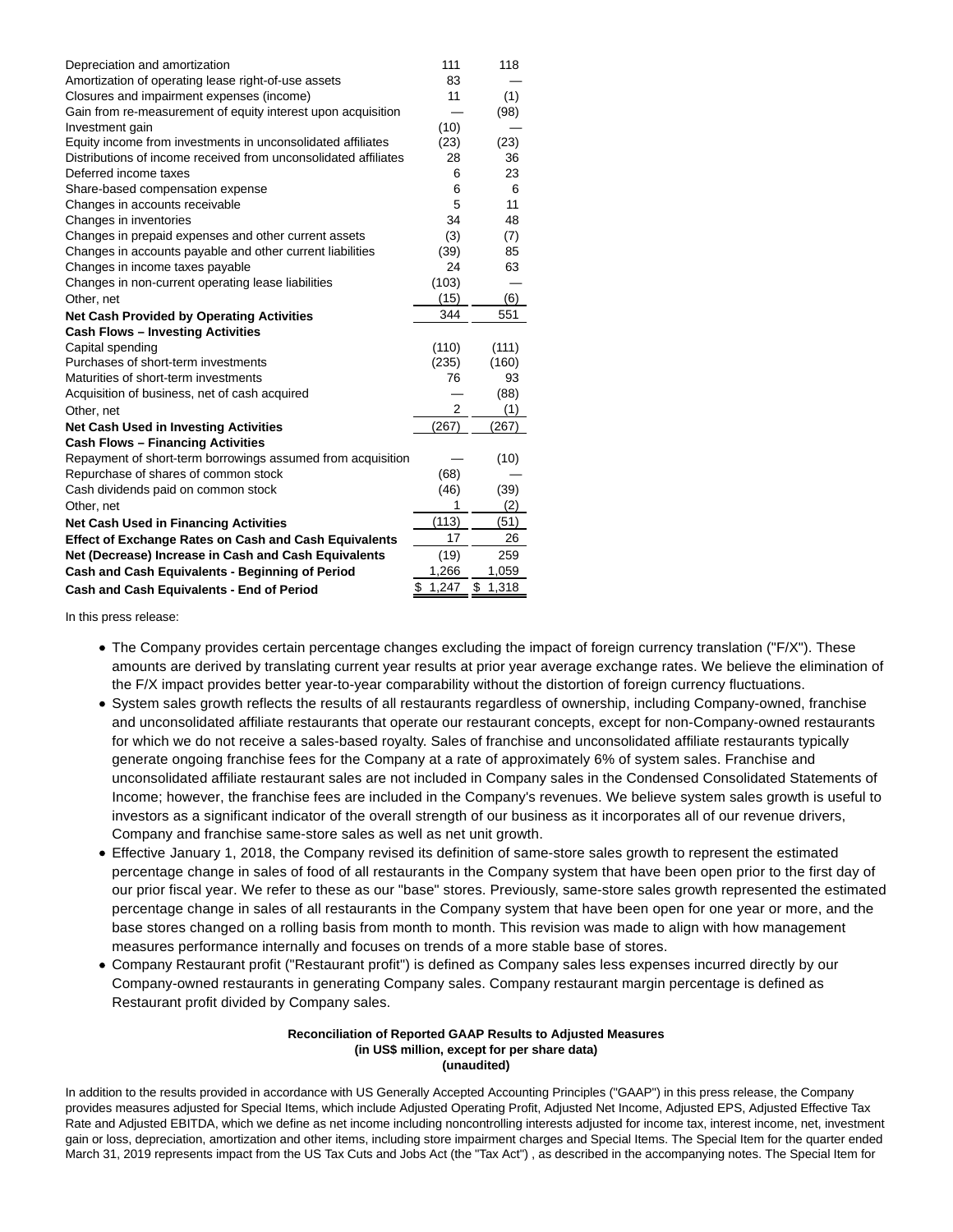| | | |
|---|---|---|
| Depreciation and amortization | 111 | 118 |
| Amortization of operating lease right-of-use assets | 83 | — |
| Closures and impairment expenses (income) | 11 | (1) |
| Gain from re-measurement of equity interest upon acquisition | — | (98) |
| Investment gain | (10) | — |
| Equity income from investments in unconsolidated affiliates | (23) | (23) |
| Distributions of income received from unconsolidated affiliates | 28 | 36 |
| Deferred income taxes | 6 | 23 |
| Share-based compensation expense | 6 | 6 |
| Changes in accounts receivable | 5 | 11 |
| Changes in inventories | 34 | 48 |
| Changes in prepaid expenses and other current assets | (3) | (7) |
| Changes in accounts payable and other current liabilities | (39) | 85 |
| Changes in income taxes payable | 24 | 63 |
| Changes in non-current operating lease liabilities | (103) | — |
| Other, net | (15) | (6) |
| **Net Cash Provided by Operating Activities** | 344 | 551 |
| **Cash Flows – Investing Activities** | | |
| Capital spending | (110) | (111) |
| Purchases of short-term investments | (235) | (160) |
| Maturities of short-term investments | 76 | 93 |
| Acquisition of business, net of cash acquired | — | (88) |
| Other, net | 2 | (1) |
| **Net Cash Used in Investing Activities** | (267) | (267) |
| **Cash Flows – Financing Activities** | | |
| Repayment of short-term borrowings assumed from acquisition | — | (10) |
| Repurchase of shares of common stock | (68) | — |
| Cash dividends paid on common stock | (46) | (39) |
| Other, net | 1 | (2) |
| **Net Cash Used in Financing Activities** | (113) | (51) |
| **Effect of Exchange Rates on Cash and Cash Equivalents** | 17 | 26 |
| **Net (Decrease) Increase in Cash and Cash Equivalents** | (19) | 259 |
| **Cash and Cash Equivalents - Beginning of Period** | 1,266 | 1,059 |
| **Cash and Cash Equivalents - End of Period** | $ 1,247 | $ 1,318 |

In this press release:

- The Company provides certain percentage changes excluding the impact of foreign currency translation ("F/X"). These amounts are derived by translating current year results at prior year average exchange rates. We believe the elimination of the F/X impact provides better year-to-year comparability without the distortion of foreign currency fluctuations.
- System sales growth reflects the results of all restaurants regardless of ownership, including Company-owned, franchise and unconsolidated affiliate restaurants that operate our restaurant concepts, except for non-Company-owned restaurants for which we do not receive a sales-based royalty. Sales of franchise and unconsolidated affiliate restaurants typically generate ongoing franchise fees for the Company at a rate of approximately 6% of system sales. Franchise and unconsolidated affiliate restaurant sales are not included in Company sales in the Condensed Consolidated Statements of Income; however, the franchise fees are included in the Company's revenues. We believe system sales growth is useful to investors as a significant indicator of the overall strength of our business as it incorporates all of our revenue drivers, Company and franchise same-store sales as well as net unit growth.
- Effective January 1, 2018, the Company revised its definition of same-store sales growth to represent the estimated percentage change in sales of food of all restaurants in the Company system that have been open prior to the first day of our prior fiscal year. We refer to these as our "base" stores. Previously, same-store sales growth represented the estimated percentage change in sales of all restaurants in the Company system that have been open for one year or more, and the base stores changed on a rolling basis from month to month. This revision was made to align with how management measures performance internally and focuses on trends of a more stable base of stores.
- Company Restaurant profit ("Restaurant profit") is defined as Company sales less expenses incurred directly by our Company-owned restaurants in generating Company sales. Company restaurant margin percentage is defined as Restaurant profit divided by Company sales.

**Reconciliation of Reported GAAP Results to Adjusted Measures**
**(in US$ million, except for per share data)**
**(unaudited)**

In addition to the results provided in accordance with US Generally Accepted Accounting Principles ("GAAP") in this press release, the Company provides measures adjusted for Special Items, which include Adjusted Operating Profit, Adjusted Net Income, Adjusted EPS, Adjusted Effective Tax Rate and Adjusted EBITDA, which we define as net income including noncontrolling interests adjusted for income tax, interest income, net, investment gain or loss, depreciation, amortization and other items, including store impairment charges and Special Items. The Special Item for the quarter ended March 31, 2019 represents impact from the US Tax Cuts and Jobs Act (the "Tax Act") , as described in the accompanying notes. The Special Item for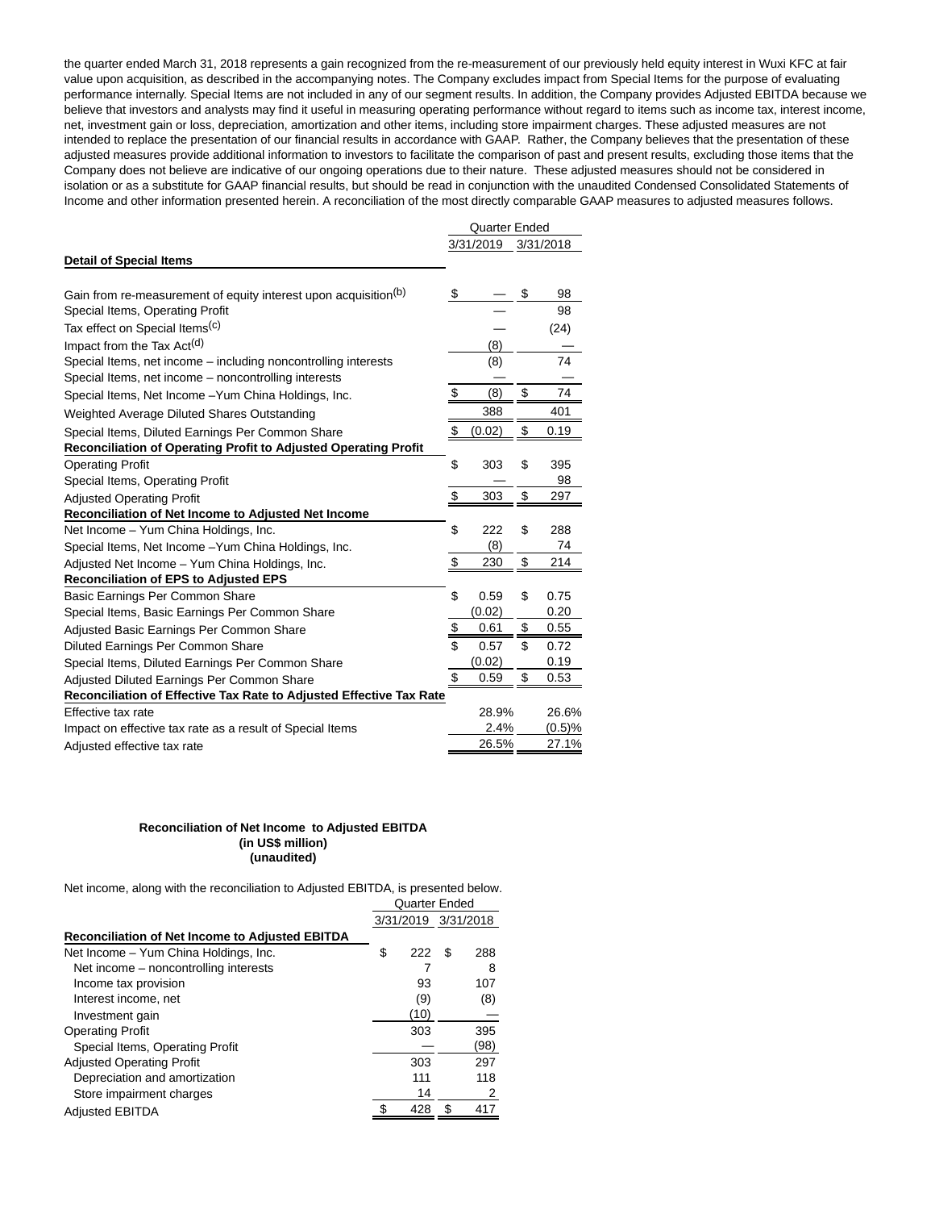the quarter ended March 31, 2018 represents a gain recognized from the re-measurement of our previously held equity interest in Wuxi KFC at fair value upon acquisition, as described in the accompanying notes. The Company excludes impact from Special Items for the purpose of evaluating performance internally. Special Items are not included in any of our segment results. In addition, the Company provides Adjusted EBITDA because we believe that investors and analysts may find it useful in measuring operating performance without regard to items such as income tax, interest income, net, investment gain or loss, depreciation, amortization and other items, including store impairment charges. These adjusted measures are not intended to replace the presentation of our financial results in accordance with GAAP. Rather, the Company believes that the presentation of these adjusted measures provide additional information to investors to facilitate the comparison of past and present results, excluding those items that the Company does not believe are indicative of our ongoing operations due to their nature. These adjusted measures should not be considered in isolation or as a substitute for GAAP financial results, but should be read in conjunction with the unaudited Condensed Consolidated Statements of Income and other information presented herein. A reconciliation of the most directly comparable GAAP measures to adjusted measures follows.

| | Quarter Ended | |
|---|---|---|
| | 3/31/2019 | 3/31/2018 |
| **Detail of Special Items** | | |
| Gain from re-measurement of equity interest upon acquisition[(b)] | $ — | $ 98 |
| Special Items, Operating Profit | — | 98 |
| Tax effect on Special Items[(c)] | — | (24) |
| Impact from the Tax Act[(d)] | (8) | — |
| Special Items, net income – including noncontrolling interests | (8) | 74 |
| Special Items, net income – noncontrolling interests | — | — |
| Special Items, Net Income –Yum China Holdings, Inc. | $ (8) | $ 74 |
| Weighted Average Diluted Shares Outstanding | 388 | 401 |
| Special Items, Diluted Earnings Per Common Share | $ (0.02) | $ 0.19 |
| **Reconciliation of Operating Profit to Adjusted Operating Profit** | | |
| Operating Profit | $ 303 | $ 395 |
| Special Items, Operating Profit | — | 98 |
| Adjusted Operating Profit | $ 303 | $ 297 |
| **Reconciliation of Net Income to Adjusted Net Income** | | |
| Net Income – Yum China Holdings, Inc. | $ 222 | $ 288 |
| Special Items, Net Income –Yum China Holdings, Inc. | (8) | 74 |
| Adjusted Net Income – Yum China Holdings, Inc. | $ 230 | $ 214 |
| **Reconciliation of EPS to Adjusted EPS** | | |
| Basic Earnings Per Common Share | $ 0.59 | $ 0.75 |
| Special Items, Basic Earnings Per Common Share | (0.02) | 0.20 |
| Adjusted Basic Earnings Per Common Share | $ 0.61 | $ 0.55 |
| Diluted Earnings Per Common Share | $ 0.57 | $ 0.72 |
| Special Items, Diluted Earnings Per Common Share | (0.02) | 0.19 |
| Adjusted Diluted Earnings Per Common Share | $ 0.59 | $ 0.53 |
| **Reconciliation of Effective Tax Rate to Adjusted Effective Tax Rate** | | |
| Effective tax rate | 28.9% | 26.6% |
| Impact on effective tax rate as a result of Special Items | 2.4% | (0.5)% |
| Adjusted effective tax rate | 26.5% | 27.1% |

**Reconciliation of Net Income to Adjusted EBITDA**
**(in US$ million)**
**(unaudited)**

Net income, along with the reconciliation to Adjusted EBITDA, is presented below.

| | Quarter Ended | |
|---|---|---|
| | 3/31/2019 | 3/31/2018 |
| **Reconciliation of Net Income to Adjusted EBITDA** | | |
| Net Income – Yum China Holdings, Inc. | $ 222 | $ 288 |
| Net income – noncontrolling interests | 7 | 8 |
| Income tax provision | 93 | 107 |
| Interest income, net | (9) | (8) |
| Investment gain | (10) | — |
| Operating Profit | 303 | 395 |
| Special Items, Operating Profit | — | (98) |
| Adjusted Operating Profit | 303 | 297 |
| Depreciation and amortization | 111 | 118 |
| Store impairment charges | 14 | 2 |
| Adjusted EBITDA | $ 428 | $ 417 |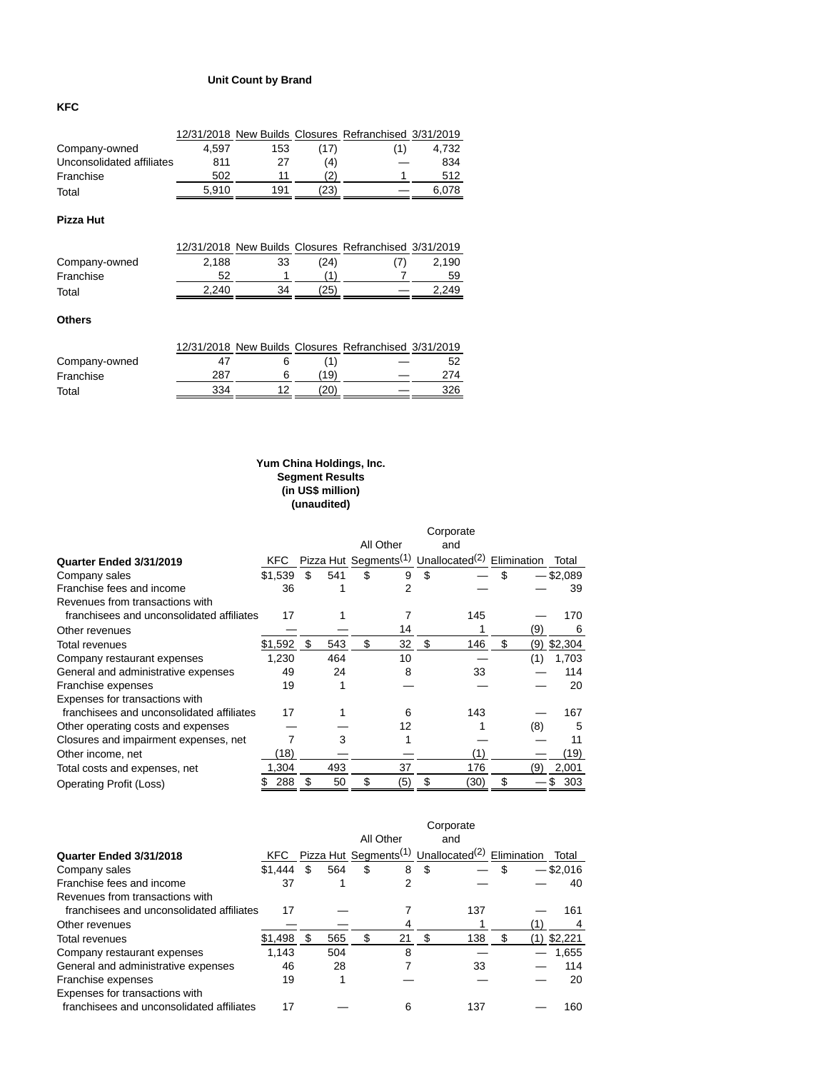## Unit Count by Brand

### KFC

|  | 12/31/2018 | New Builds | Closures | Refranchised | 3/31/2019 |
|---|---|---|---|---|---|
| Company-owned | 4,597 | 153 | (17) | (1) | 4,732 |
| Unconsolidated affiliates | 811 | 27 | (4) | — | 834 |
| Franchise | 502 | 11 | (2) | 1 | 512 |
| Total | 5,910 | 191 | (23) | — | 6,078 |

### Pizza Hut

|  | 12/31/2018 | New Builds | Closures | Refranchised | 3/31/2019 |
|---|---|---|---|---|---|
| Company-owned | 2,188 | 33 | (24) | (7) | 2,190 |
| Franchise | 52 | 1 | (1) | 7 | 59 |
| Total | 2,240 | 34 | (25) | — | 2,249 |

### Others

|  | 12/31/2018 | New Builds | Closures | Refranchised | 3/31/2019 |
|---|---|---|---|---|---|
| Company-owned | 47 | 6 | (1) | — | 52 |
| Franchise | 287 | 6 | (19) | — | 274 |
| Total | 334 | 12 | (20) | — | 326 |

**Yum China Holdings, Inc.**
**Segment Results**
**(in US$ million)**
**(unaudited)**

| **Quarter Ended 3/31/2019** | KFC | Pizza Hut | All Other Segments[1] | Corporate and Unallocated[2] | Elimination | Total |
|---|---|---|---|---|---|---|
| Company sales | $1,539 | $ 541 | $ 9 | $ — | $ — | $2,089 |
| Franchise fees and income | 36 | 1 | 2 | — | — | 39 |
| Revenues from transactions with franchisees and unconsolidated affiliates | 17 | 1 | 7 | 145 | — | 170 |
| Other revenues | — | — | 14 | 1 | (9) | 6 |
| Total revenues | $1,592 | $ 543 | $ 32 | $ 146 | $ (9) | $2,304 |
| Company restaurant expenses | 1,230 | 464 | 10 | — | (1) | 1,703 |
| General and administrative expenses | 49 | 24 | 8 | 33 | — | 114 |
| Franchise expenses | 19 | 1 | — | — | — | 20 |
| Expenses for transactions with franchisees and unconsolidated affiliates | 17 | 1 | 6 | 143 | — | 167 |
| Other operating costs and expenses | — | — | 12 | 1 | (8) | 5 |
| Closures and impairment expenses, net | 7 | 3 | 1 | — | — | 11 |
| Other income, net | (18) | — | — | (1) | — | (19) |
| Total costs and expenses, net | 1,304 | 493 | 37 | 176 | (9) | 2,001 |
| Operating Profit (Loss) | $ 288 | $ 50 | $ (5) | $ (30) | $ — | $ 303 |

| **Quarter Ended 3/31/2018** | KFC | Pizza Hut | All Other Segments[1] | Corporate and Unallocated[2] | Elimination | Total |
|---|---|---|---|---|---|---|
| Company sales | $1,444 | $ 564 | $ 8 | $ — | $ — | $2,016 |
| Franchise fees and income | 37 | 1 | 2 | — | — | 40 |
| Revenues from transactions with franchisees and unconsolidated affiliates | 17 | — | 7 | 137 | — | 161 |
| Other revenues | — | — | 4 | 1 | (1) | 4 |
| Total revenues | $1,498 | $ 565 | $ 21 | $ 138 | $ (1) | $2,221 |
| Company restaurant expenses | 1,143 | 504 | 8 | — | — | 1,655 |
| General and administrative expenses | 46 | 28 | 7 | 33 | — | 114 |
| Franchise expenses | 19 | 1 | — | — | — | 20 |
| Expenses for transactions with franchisees and unconsolidated affiliates | 17 | — | 6 | 137 | — | 160 |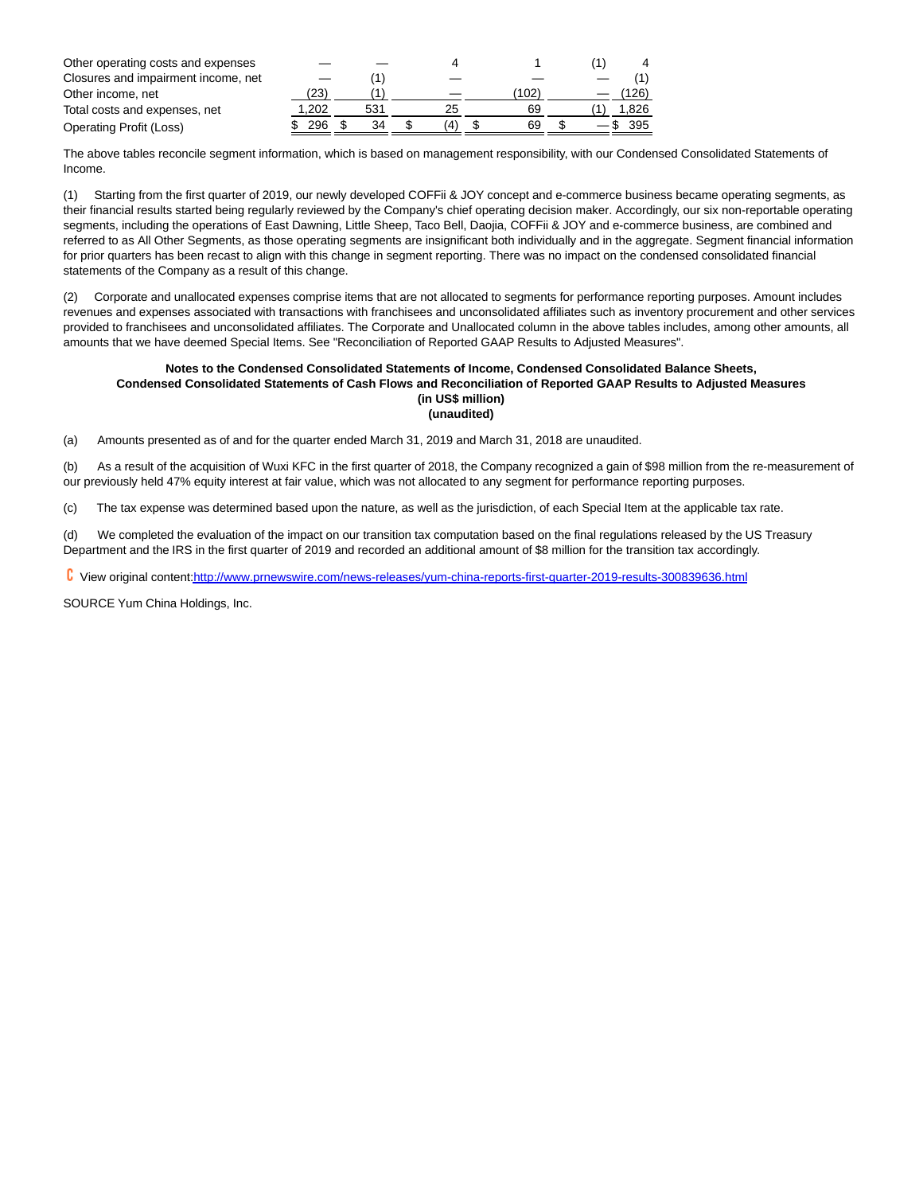| | | | | | | |
|---|---|---|---|---|---|---|
| Other operating costs and expenses | — | — | 4 | 1 | (1) | 4 |
| Closures and impairment income, net | — | (1) | — | — | — | (1) |
| Other income, net | (23) | (1) | — | (102) | — | (126) |
| Total costs and expenses, net | 1,202 | 531 | 25 | 69 | (1) | 1,826 |
| Operating Profit (Loss) | $ 296 | $ 34 | $ (4) | $ 69 | $ — | $ 395 |

The above tables reconcile segment information, which is based on management responsibility, with our Condensed Consolidated Statements of Income.

(1) Starting from the first quarter of 2019, our newly developed COFFii & JOY concept and e-commerce business became operating segments, as their financial results started being regularly reviewed by the Company's chief operating decision maker. Accordingly, our six non-reportable operating segments, including the operations of East Dawning, Little Sheep, Taco Bell, Daojia, COFFii & JOY and e-commerce business, are combined and referred to as All Other Segments, as those operating segments are insignificant both individually and in the aggregate. Segment financial information for prior quarters has been recast to align with this change in segment reporting. There was no impact on the condensed consolidated financial statements of the Company as a result of this change.

(2) Corporate and unallocated expenses comprise items that are not allocated to segments for performance reporting purposes. Amount includes revenues and expenses associated with transactions with franchisees and unconsolidated affiliates such as inventory procurement and other services provided to franchisees and unconsolidated affiliates. The Corporate and Unallocated column in the above tables includes, among other amounts, all amounts that we have deemed Special Items. See "Reconciliation of Reported GAAP Results to Adjusted Measures".

**Notes to the Condensed Consolidated Statements of Income, Condensed Consolidated Balance Sheets, Condensed Consolidated Statements of Cash Flows and Reconciliation of Reported GAAP Results to Adjusted Measures (in US$ million) (unaudited)**

(a) Amounts presented as of and for the quarter ended March 31, 2019 and March 31, 2018 are unaudited.

(b) As a result of the acquisition of Wuxi KFC in the first quarter of 2018, the Company recognized a gain of $98 million from the re-measurement of our previously held 47% equity interest at fair value, which was not allocated to any segment for performance reporting purposes.

(c) The tax expense was determined based upon the nature, as well as the jurisdiction, of each Special Item at the applicable tax rate.

(d) We completed the evaluation of the impact on our transition tax computation based on the final regulations released by the US Treasury Department and the IRS in the first quarter of 2019 and recorded an additional amount of $8 million for the transition tax accordingly.

View original content:http://www.prnewswire.com/news-releases/yum-china-reports-first-quarter-2019-results-300839636.html

SOURCE Yum China Holdings, Inc.